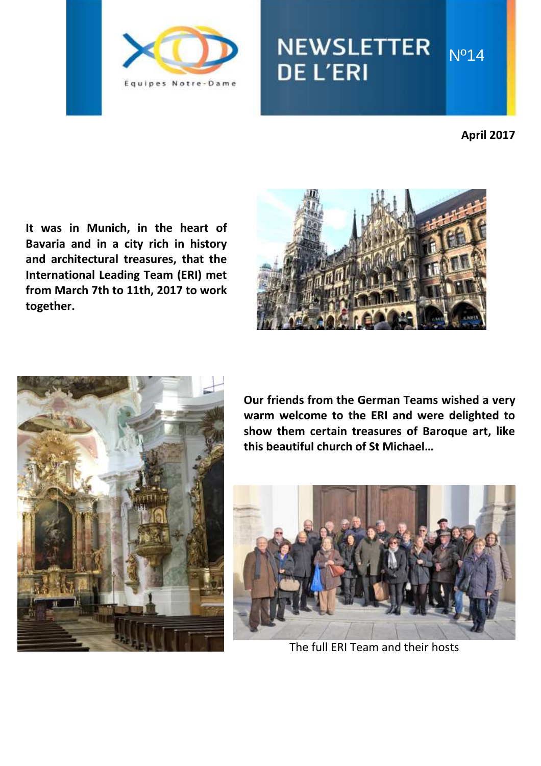# NEWSLETTER DE L'ERI

Nº14

**April 2017**

**It was in Munich, in the heart of Bavaria and in a city rich in history and architectural treasures, that the International Leading Team (ERI) met from March 7th to 11th, 2017 to work together.**

**Our friends from the German Teams wished a very warm welcome to the ERI and were delighted to show them certain treasures of Baroque art, like this beautiful church of St Michael…**

The full ERI Team and their hosts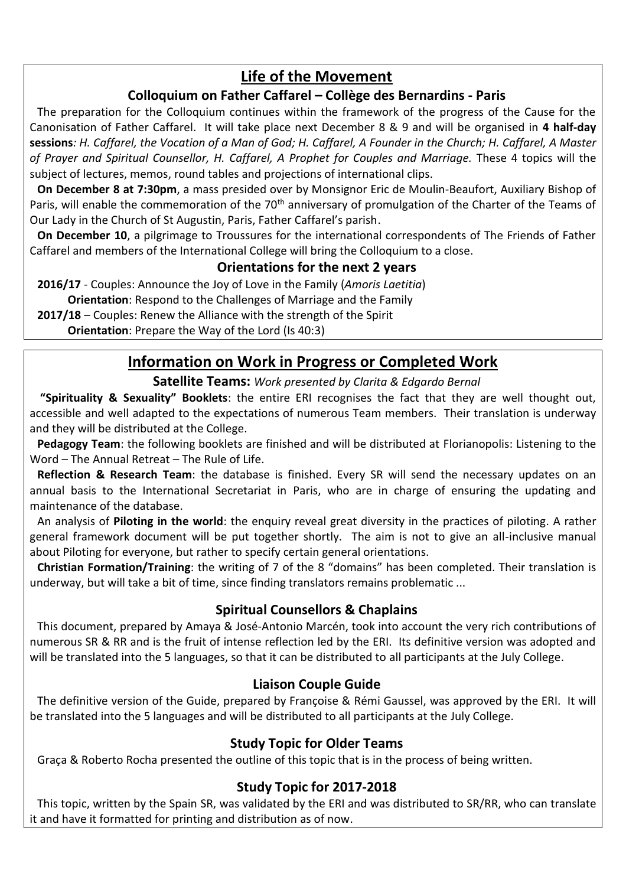## Life of the Movement

### Colloquium on Father Caffarel – Collège des Bernardins - Paris

The preparation for the Colloquium continues within the framework of the progress of the Cause for the Canonisation of Father Caffarel. It will take place next December 8 & 9 and will be organised in **4 half-day sessions***: H. Caffarel, the Vocation of a Man of God; H. Caffarel, A Founder in the Church; H. Caffarel, A Master of Prayer and Spiritual Counsellor, H. Caffarel, A Prophet for Couples and Marriage.* These 4 topics will the subject of lectures, memos, round tables and projections of international clips.

**On December 8 at 7:30pm**, a mass presided over by Monsignor Eric de Moulin-Beaufort, Auxiliary Bishop of Paris, will enable the commemoration of the 70th anniversary of promulgation of the Charter of the Teams of Our Lady in the Church of St Augustin, Paris, Father Caffarel's parish.

**On December 10**, a pilgrimage to Troussures for the international correspondents of The Friends of Father Caffarel and members of the International College will bring the Colloquium to a close.

### Orientations for the next 2 years

**2016/17** - Couples: Announce the Joy of Love in the Family (*Amoris Laetitia*)

**Orientation**: Respond to the Challenges of Marriage and the Family

**2017/18** – Couples: Renew the Alliance with the strength of the Spirit

**Orientation**: Prepare the Way of the Lord (Is 40:3)

## Information on Work in Progress or Completed Work

### Satellite Teams: *Work presented by Clarita & Edgardo Bernal*

**"Spirituality & Sexuality" Booklets**: the entire ERI recognises the fact that they are well thought out, accessible and well adapted to the expectations of numerous Team members. Their translation is underway and they will be distributed at the College.

**Pedagogy Team**: the following booklets are finished and will be distributed at Florianopolis: Listening to the Word – The Annual Retreat – The Rule of Life.

**Reflection & Research Team**: the database is finished. Every SR will send the necessary updates on an annual basis to the International Secretariat in Paris, who are in charge of ensuring the updating and maintenance of the database.

An analysis of **Piloting in the world**: the enquiry reveal great diversity in the practices of piloting. A rather general framework document will be put together shortly. The aim is not to give an all-inclusive manual about Piloting for everyone, but rather to specify certain general orientations.

**Christian Formation/Training**: the writing of 7 of the 8 "domains" has been completed. Their translation is underway, but will take a bit of time, since finding translators remains problematic ...

### Spiritual Counsellors & Chaplains

This document, prepared by Amaya & José-Antonio Marcén, took into account the very rich contributions of numerous SR & RR and is the fruit of intense reflection led by the ERI. Its definitive version was adopted and will be translated into the 5 languages, so that it can be distributed to all participants at the July College.

### Liaison Couple Guide

The definitive version of the Guide, prepared by Françoise & Rémi Gaussel, was approved by the ERI. It will be translated into the 5 languages and will be distributed to all participants at the July College.

### Study Topic for Older Teams

Graça & Roberto Rocha presented the outline of this topic that is in the process of being written.

### Study Topic for 2017-2018

This topic, written by the Spain SR, was validated by the ERI and was distributed to SR/RR, who can translate it and have it formatted for printing and distribution as of now.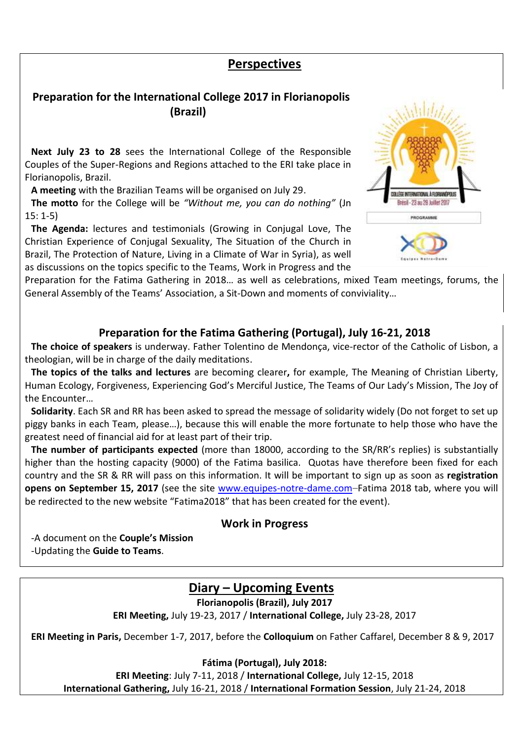# Perspectives

## Preparation for the International College 2017 in Florianopolis (Brazil)

**Next July 23 to 28** sees the International College of the Responsible Couples of the Super-Regions and Regions attached to the ERI take place in Florianopolis, Brazil.

**A meeting** with the Brazilian Teams will be organised on July 29.

**The motto** for the College will be *"Without me, you can do nothing"* (Jn 15: 1-5)

**The Agenda:** lectures and testimonials (Growing in Conjugal Love, The Christian Experience of Conjugal Sexuality, The Situation of the Church in Brazil, The Protection of Nature, Living in a Climate of War in Syria), as well as discussions on the topics specific to the Teams, Work in Progress and the Preparation for the Fatima Gathering in 2018… as well as celebrations, mixed Team meetings, forums, the General Assembly of the Teams' Association, a Sit-Down and moments of conviviality…

## Preparation for the Fatima Gathering (Portugal), July 16-21, 2018

**The choice of speakers** is underway. Father Tolentino de Mendonça, vice-rector of the Catholic of Lisbon, a theologian, will be in charge of the daily meditations.

**The topics of the talks and lectures** are becoming clearer**,** for example, The Meaning of Christian Liberty, Human Ecology, Forgiveness, Experiencing God's Merciful Justice, The Teams of Our Lady's Mission, The Joy of the Encounter…

**Solidarity**. Each SR and RR has been asked to spread the message of solidarity widely (Do not forget to set up piggy banks in each Team, please…), because this will enable the more fortunate to help those who have the greatest need of financial aid for at least part of their trip.

**The number of participants expected** (more than 18000, according to the SR/RR's replies) is substantially higher than the hosting capacity (9000) of the Fatima basilica. Quotas have therefore been fixed for each country and the SR & RR will pass on this information. It will be important to sign up as soon as **registration opens on September 15, 2017** (see the site www.equipes-notre-dame.com–Fatima 2018 tab, where you will be redirected to the new website "Fatima2018" that has been created for the event).

### Work in Progress

-A document on the **Couple's Mission**

-Updating the **Guide to Teams**.

# Diary – Upcoming Events

**Florianopolis (Brazil), July 2017**

**ERI Meeting,** July 19-23, 2017 / **International College,** July 23-28, 2017

**ERI Meeting in Paris,** December 1-7, 2017, before the **Colloquium** on Father Caffarel, December 8 & 9, 2017

**Fátima (Portugal), July 2018:**

**ERI Meeting**: July 7-11, 2018 / **International College,** July 12-15, 2018

**International Gathering,** July 16-21, 2018 / **International Formation Session**, July 21-24, 2018